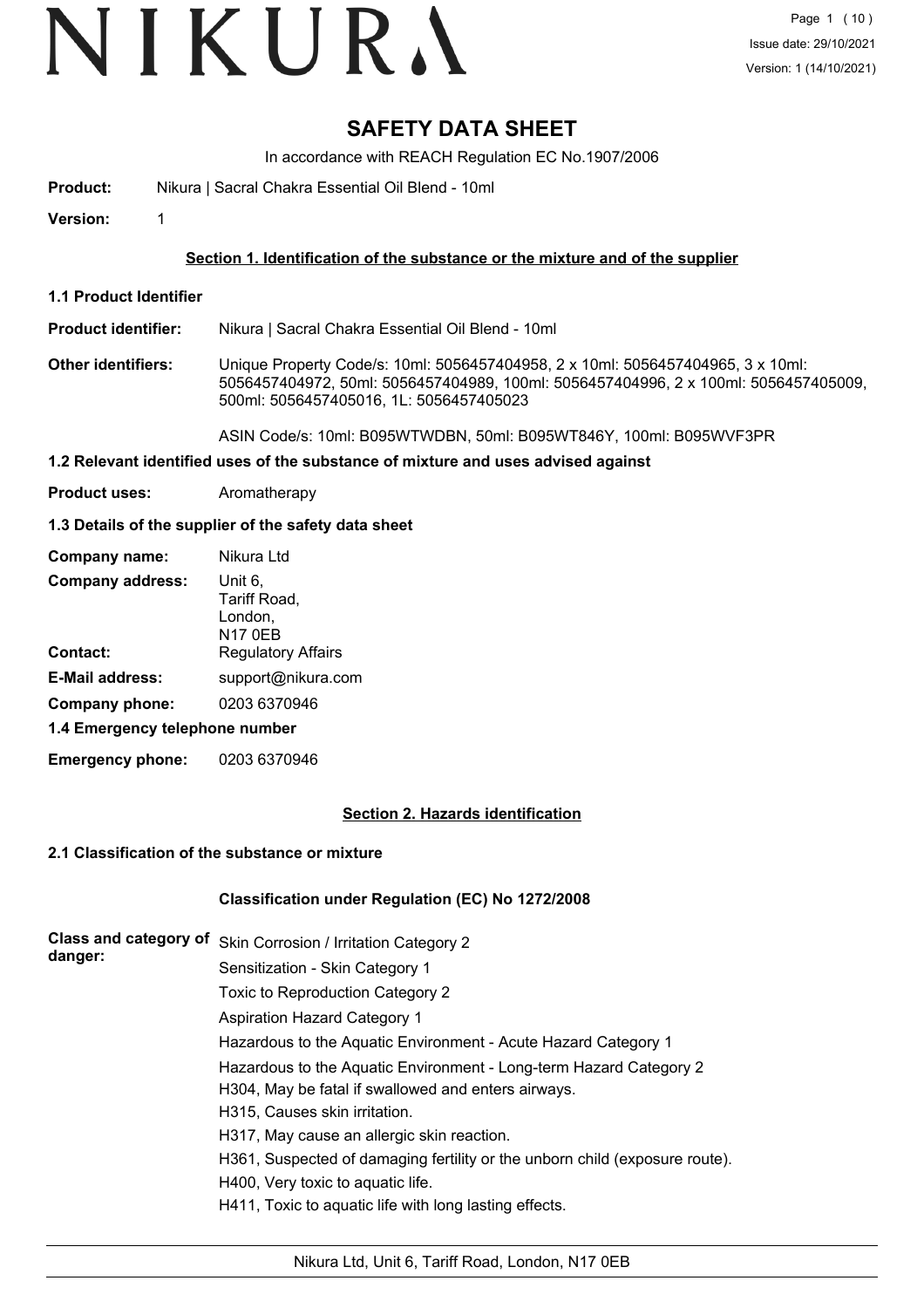# SAFETY DATA SHEET

In accordance with REACH Regulation EC No.1907/2006

**Product:** Nikura | Sacral Chakra Essential Oil Blend - 10ml

**Version:** 1

## Section 1. Identification of the substance or the mixture and of the supplier

### 1.1 Product Identifier

**Product identifier:** Nikura | Sacral Chakra Essential Oil Blend - 10ml

**Other identifiers:** Unique Property Code/s: 10ml: 5056457404958, 2 x 10ml: 5056457404965, 3 x 10ml: 5056457404972, 50ml: 5056457404989, 100ml: 5056457404996, 2 x 100ml: 5056457405009, 500ml: 5056457405016, 1L: 5056457405023

ASIN Code/s: 10ml: B095WTWDBN, 50ml: B095WT846Y, 100ml: B095WVF3PR

### 1.2 Relevant identified uses of the substance of mixture and uses advised against

**Product uses:** Aromatherapy

### 1.3 Details of the supplier of the safety data sheet

**Company name:** Nikura Ltd

**Company address:** Unit 6, Tariff Road, London, N17 0EB

**Contact:** Regulatory Affairs

**E-Mail address:** support@nikura.com

**Company phone:** 0203 6370946

### 1.4 Emergency telephone number

**Emergency phone:** 0203 6370946

## Section 2. Hazards identification

### 2.1 Classification of the substance or mixture

**Classification under Regulation (EC) No 1272/2008**

**Class and category of danger:**

Skin Corrosion / Irritation Category 2

Sensitization - Skin Category 1

Toxic to Reproduction Category 2

Aspiration Hazard Category 1

Hazardous to the Aquatic Environment - Acute Hazard Category 1

Hazardous to the Aquatic Environment - Long-term Hazard Category 2

H304, May be fatal if swallowed and enters airways.

H315, Causes skin irritation.

H317, May cause an allergic skin reaction.

H361, Suspected of damaging fertility or the unborn child (exposure route).

H400, Very toxic to aquatic life.

H411, Toxic to aquatic life with long lasting effects.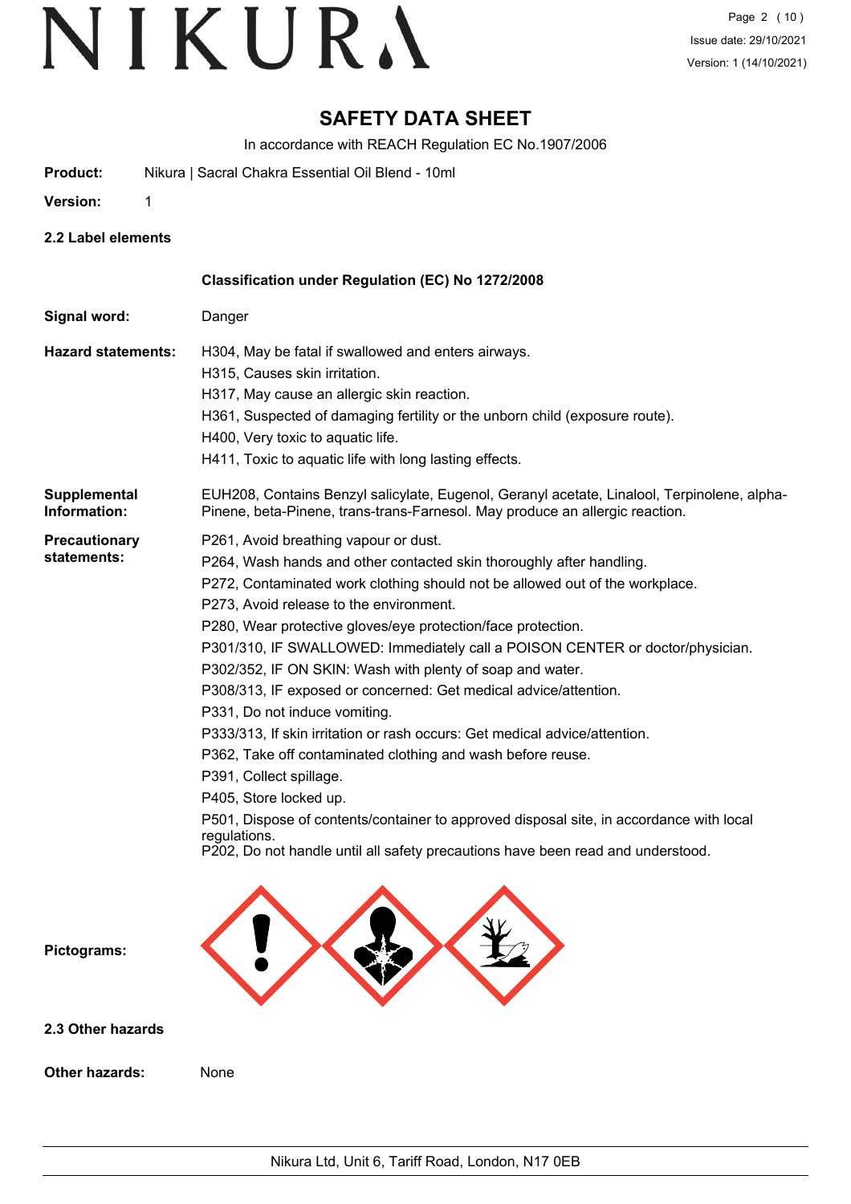# SAFETY DATA SHEET

In accordance with REACH Regulation EC No.1907/2006

**Product:** Nikura | Sacral Chakra Essential Oil Blend - 10ml

**Version:** 1

## 2.2 Label elements

**Classification under Regulation (EC) No 1272/2008**

**Signal word:** Danger

**Hazard statements:**
H304, May be fatal if swallowed and enters airways.
H315, Causes skin irritation.
H317, May cause an allergic skin reaction.
H361, Suspected of damaging fertility or the unborn child (exposure route).
H400, Very toxic to aquatic life.
H411, Toxic to aquatic life with long lasting effects.

**Supplemental Information:** EUH208, Contains Benzyl salicylate, Eugenol, Geranyl acetate, Linalool, Terpinolene, alpha-Pinene, beta-Pinene, trans-trans-Farnesol. May produce an allergic reaction.

**Precautionary statements:**
P261, Avoid breathing vapour or dust.
P264, Wash hands and other contacted skin thoroughly after handling.
P272, Contaminated work clothing should not be allowed out of the workplace.
P273, Avoid release to the environment.
P280, Wear protective gloves/eye protection/face protection.
P301/310, IF SWALLOWED: Immediately call a POISON CENTER or doctor/physician.
P302/352, IF ON SKIN: Wash with plenty of soap and water.
P308/313, IF exposed or concerned: Get medical advice/attention.
P331, Do not induce vomiting.
P333/313, If skin irritation or rash occurs: Get medical advice/attention.
P362, Take off contaminated clothing and wash before reuse.
P391, Collect spillage.
P405, Store locked up.
P501, Dispose of contents/container to approved disposal site, in accordance with local regulations.
P202, Do not handle until all safety precautions have been read and understood.

**Pictograms:**

## 2.3 Other hazards

**Other hazards:** None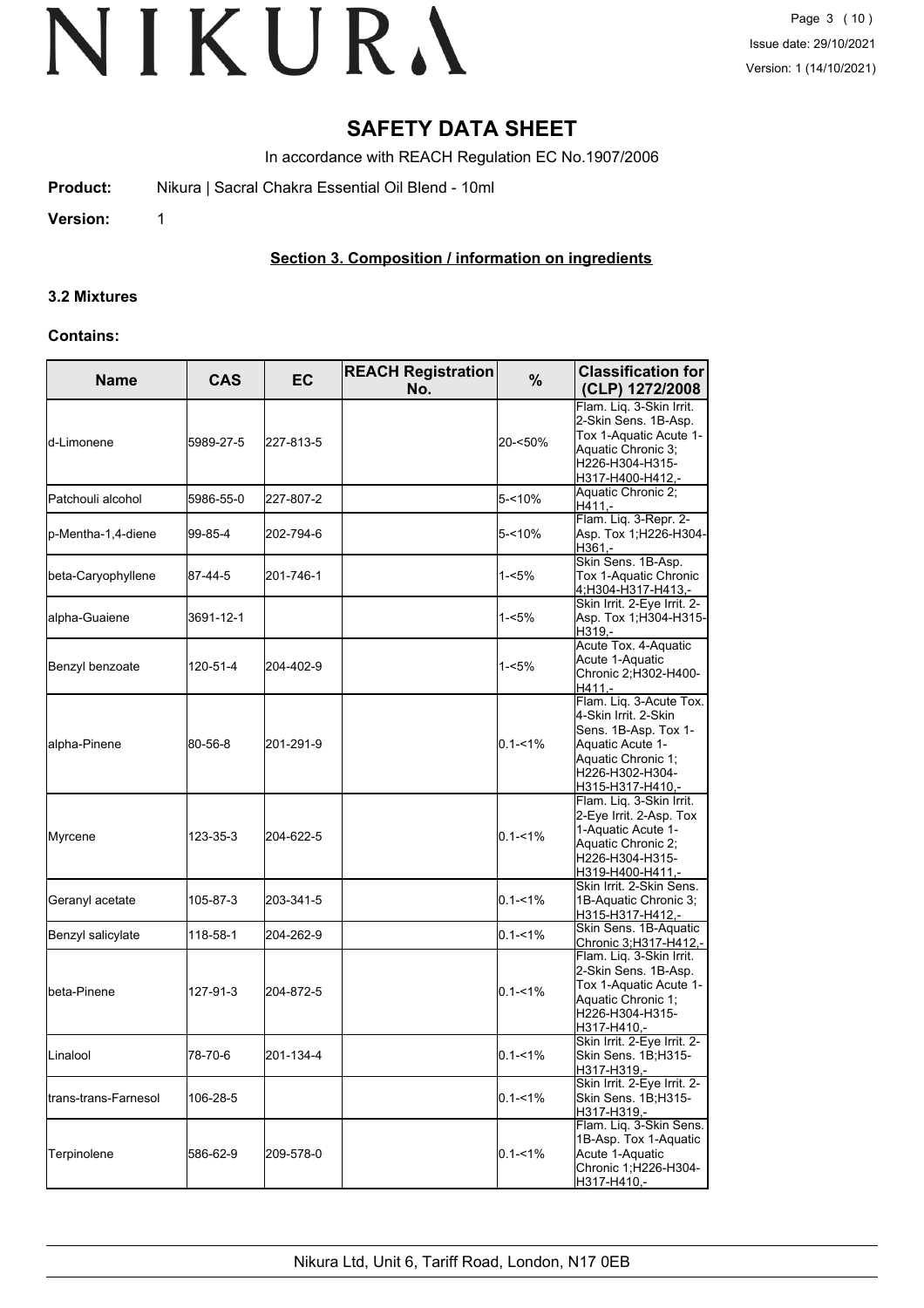# SAFETY DATA SHEET

In accordance with REACH Regulation EC No.1907/2006

**Product:** Nikura | Sacral Chakra Essential Oil Blend - 10ml

**Version:** 1

## Section 3. Composition / information on ingredients

### 3.2 Mixtures

**Contains:**

| Name | CAS | EC | REACH Registration No. | % | Classification for (CLP) 1272/2008 |
|---|---|---|---|---|---|
| d-Limonene | 5989-27-5 | 227-813-5 | | 20-<50% | Flam. Liq. 3-Skin Irrit. 2-Skin Sens. 1B-Asp. Tox 1-Aquatic Acute 1-Aquatic Chronic 3; H226-H304-H315-H317-H400-H412,- |
| Patchouli alcohol | 5986-55-0 | 227-807-2 | | 5-<10% | Aquatic Chronic 2; H411,- |
| p-Mentha-1,4-diene | 99-85-4 | 202-794-6 | | 5-<10% | Flam. Liq. 3-Repr. 2-Asp. Tox 1;H226-H304-H361,- |
| beta-Caryophyllene | 87-44-5 | 201-746-1 | | 1-<5% | Skin Sens. 1B-Asp. Tox 1-Aquatic Chronic 4;H304-H317-H413,- |
| alpha-Guaiene | 3691-12-1 | | | 1-<5% | Skin Irrit. 2-Eye Irrit. 2-Asp. Tox 1;H304-H315-H319,- |
| Benzyl benzoate | 120-51-4 | 204-402-9 | | 1-<5% | Acute Tox. 4-Aquatic Acute 1-Aquatic Chronic 2;H302-H400-H411,- |
| alpha-Pinene | 80-56-8 | 201-291-9 | | 0.1-<1% | Flam. Liq. 3-Acute Tox. 4-Skin Irrit. 2-Skin Sens. 1B-Asp. Tox 1-Aquatic Acute 1-Aquatic Chronic 1; H226-H302-H304-H315-H317-H410,- |
| Myrcene | 123-35-3 | 204-622-5 | | 0.1-<1% | Flam. Liq. 3-Skin Irrit. 2-Eye Irrit. 2-Asp. Tox 1-Aquatic Acute 1-Aquatic Chronic 2; H226-H304-H315-H319-H400-H411,- |
| Geranyl acetate | 105-87-3 | 203-341-5 | | 0.1-<1% | Skin Irrit. 2-Skin Sens. 1B-Aquatic Chronic 3; H315-H317-H412,- |
| Benzyl salicylate | 118-58-1 | 204-262-9 | | 0.1-<1% | Skin Sens. 1B-Aquatic Chronic 3;H317-H412,- |
| beta-Pinene | 127-91-3 | 204-872-5 | | 0.1-<1% | Flam. Liq. 3-Skin Irrit. 2-Skin Sens. 1B-Asp. Tox 1-Aquatic Acute 1-Aquatic Chronic 1; H226-H304-H315-H317-H410,- |
| Linalool | 78-70-6 | 201-134-4 | | 0.1-<1% | Skin Irrit. 2-Eye Irrit. 2-Skin Sens. 1B;H315-H317-H319,- |
| trans-trans-Farnesol | 106-28-5 | | | 0.1-<1% | Skin Irrit. 2-Eye Irrit. 2-Skin Sens. 1B;H315-H317-H319,- |
| Terpinolene | 586-62-9 | 209-578-0 | | 0.1-<1% | Flam. Liq. 3-Skin Sens. 1B-Asp. Tox 1-Aquatic Acute 1-Aquatic Chronic 1;H226-H304-H317-H410,- |

Nikura Ltd, Unit 6, Tariff Road, London, N17 0EB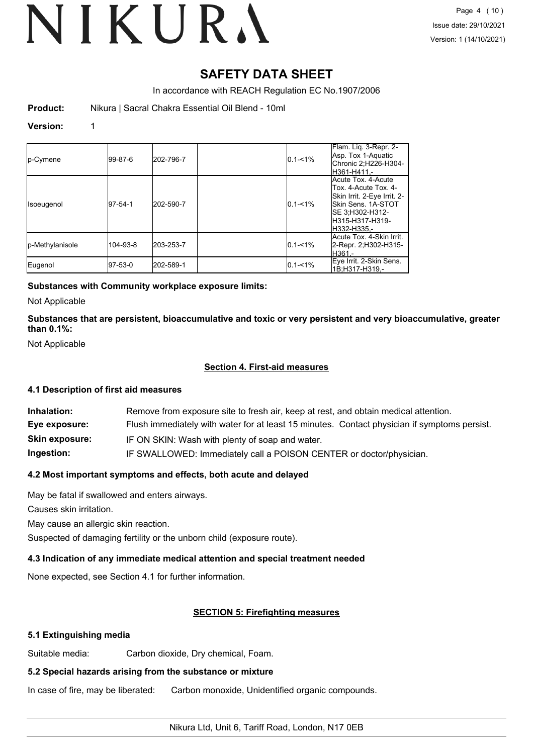# SAFETY DATA SHEET

In accordance with REACH Regulation EC No.1907/2006

**Product:** Nikura | Sacral Chakra Essential Oil Blend - 10ml

**Version:** 1

| p-Cymene | 99-87-6 | 202-796-7 | | 0.1-<1% | Flam. Liq. 3-Repr. 2-Asp. Tox 1-Aquatic Chronic 2;H226-H304-H361-H411,- |
|---|---|---|---|---|---|
| Isoeugenol | 97-54-1 | 202-590-7 | | 0.1-<1% | Acute Tox. 4-Acute Tox. 4-Acute Tox. 4-Skin Irrit. 2-Eye Irrit. 2-Skin Sens. 1A-STOT SE 3;H302-H312-H315-H317-H319-H332-H335,- |
| p-Methylanisole | 104-93-8 | 203-253-7 | | 0.1-<1% | Acute Tox. 4-Skin Irrit. 2-Repr. 2;H302-H315-H361,- |
| Eugenol | 97-53-0 | 202-589-1 | | 0.1-<1% | Eye Irrit. 2-Skin Sens. 1B;H317-H319,- |

**Substances with Community workplace exposure limits:**

Not Applicable

**Substances that are persistent, bioaccumulative and toxic or very persistent and very bioaccumulative, greater than 0.1%:**

Not Applicable

## Section 4. First-aid measures

### 4.1 Description of first aid measures

**Inhalation:** Remove from exposure site to fresh air, keep at rest, and obtain medical attention.

**Eye exposure:** Flush immediately with water for at least 15 minutes. Contact physician if symptoms persist.

**Skin exposure:** IF ON SKIN: Wash with plenty of soap and water.

**Ingestion:** IF SWALLOWED: Immediately call a POISON CENTER or doctor/physician.

### 4.2 Most important symptoms and effects, both acute and delayed

May be fatal if swallowed and enters airways.

Causes skin irritation.

May cause an allergic skin reaction.

Suspected of damaging fertility or the unborn child (exposure route).

### 4.3 Indication of any immediate medical attention and special treatment needed

None expected, see Section 4.1 for further information.

## SECTION 5: Firefighting measures

### 5.1 Extinguishing media

Suitable media: Carbon dioxide, Dry chemical, Foam.

### 5.2 Special hazards arising from the substance or mixture

In case of fire, may be liberated: Carbon monoxide, Unidentified organic compounds.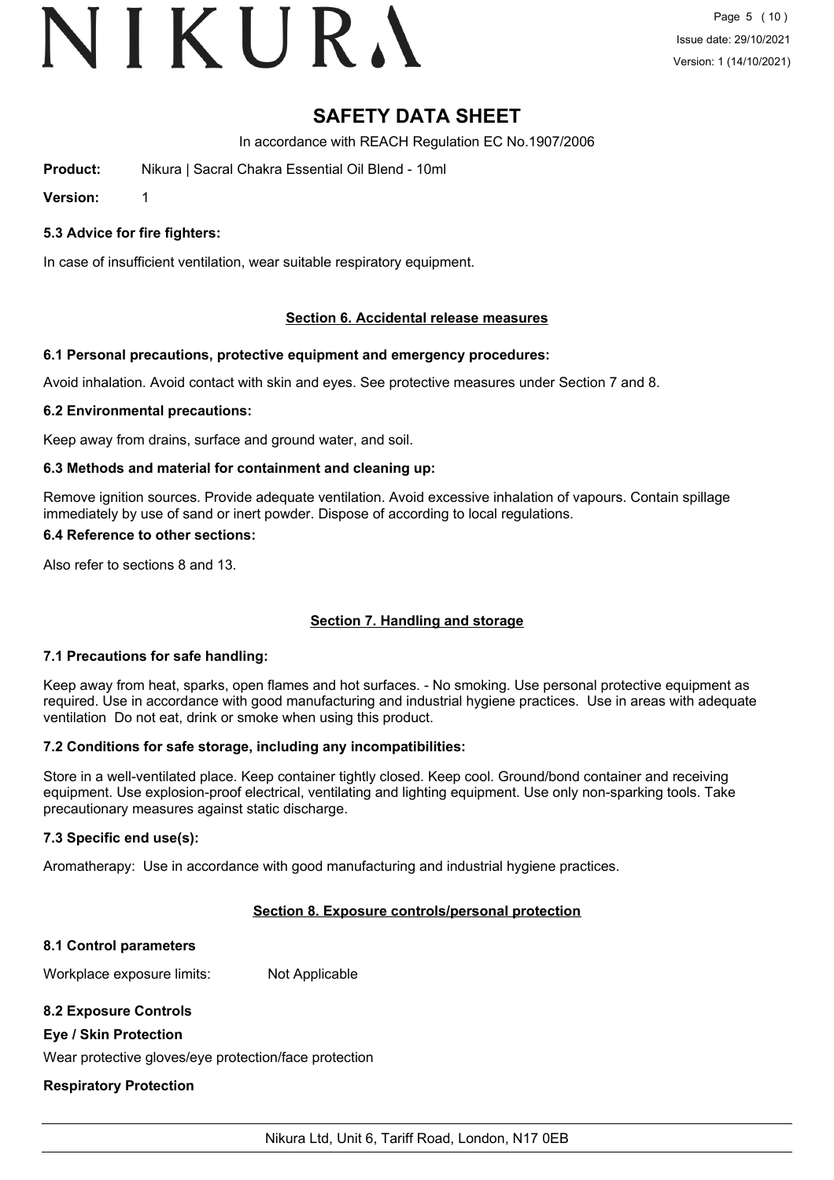# SAFETY DATA SHEET

In accordance with REACH Regulation EC No.1907/2006

**Product:** Nikura | Sacral Chakra Essential Oil Blend - 10ml

**Version:** 1

### 5.3 Advice for fire fighters:

In case of insufficient ventilation, wear suitable respiratory equipment.

## Section 6. Accidental release measures

### 6.1 Personal precautions, protective equipment and emergency procedures:

Avoid inhalation. Avoid contact with skin and eyes. See protective measures under Section 7 and 8.

### 6.2 Environmental precautions:

Keep away from drains, surface and ground water, and soil.

### 6.3 Methods and material for containment and cleaning up:

Remove ignition sources. Provide adequate ventilation. Avoid excessive inhalation of vapours. Contain spillage immediately by use of sand or inert powder. Dispose of according to local regulations.

### 6.4 Reference to other sections:

Also refer to sections 8 and 13.

## Section 7. Handling and storage

### 7.1 Precautions for safe handling:

Keep away from heat, sparks, open flames and hot surfaces. - No smoking. Use personal protective equipment as required. Use in accordance with good manufacturing and industrial hygiene practices. Use in areas with adequate ventilation Do not eat, drink or smoke when using this product.

### 7.2 Conditions for safe storage, including any incompatibilities:

Store in a well-ventilated place. Keep container tightly closed. Keep cool. Ground/bond container and receiving equipment. Use explosion-proof electrical, ventilating and lighting equipment. Use only non-sparking tools. Take precautionary measures against static discharge.

### 7.3 Specific end use(s):

Aromatherapy: Use in accordance with good manufacturing and industrial hygiene practices.

## Section 8. Exposure controls/personal protection

### 8.1 Control parameters

Workplace exposure limits: Not Applicable

### 8.2 Exposure Controls

**Eye / Skin Protection**

Wear protective gloves/eye protection/face protection

**Respiratory Protection**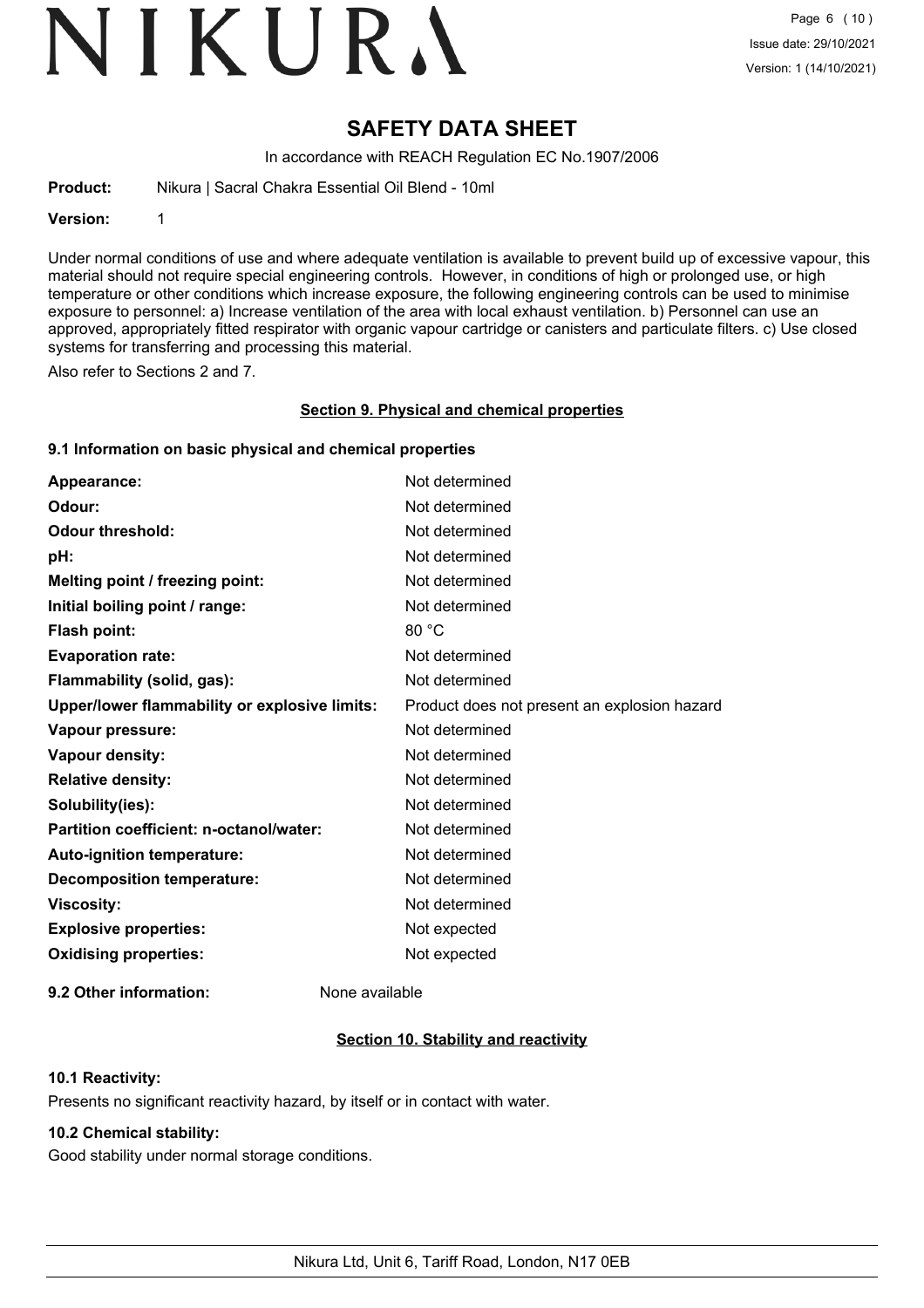# SAFETY DATA SHEET

In accordance with REACH Regulation EC No.1907/2006

**Product:** Nikura | Sacral Chakra Essential Oil Blend - 10ml

**Version:** 1

Under normal conditions of use and where adequate ventilation is available to prevent build up of excessive vapour, this material should not require special engineering controls. However, in conditions of high or prolonged use, or high temperature or other conditions which increase exposure, the following engineering controls can be used to minimise exposure to personnel: a) Increase ventilation of the area with local exhaust ventilation. b) Personnel can use an approved, appropriately fitted respirator with organic vapour cartridge or canisters and particulate filters. c) Use closed systems for transferring and processing this material.

Also refer to Sections 2 and 7.

## Section 9. Physical and chemical properties

### 9.1 Information on basic physical and chemical properties

| | |
|---|---|
| **Appearance:** | Not determined |
| **Odour:** | Not determined |
| **Odour threshold:** | Not determined |
| **pH:** | Not determined |
| **Melting point / freezing point:** | Not determined |
| **Initial boiling point / range:** | Not determined |
| **Flash point:** | 80 °C |
| **Evaporation rate:** | Not determined |
| **Flammability (solid, gas):** | Not determined |
| **Upper/lower flammability or explosive limits:** | Product does not present an explosion hazard |
| **Vapour pressure:** | Not determined |
| **Vapour density:** | Not determined |
| **Relative density:** | Not determined |
| **Solubility(ies):** | Not determined |
| **Partition coefficient: n-octanol/water:** | Not determined |
| **Auto-ignition temperature:** | Not determined |
| **Decomposition temperature:** | Not determined |
| **Viscosity:** | Not determined |
| **Explosive properties:** | Not expected |
| **Oxidising properties:** | Not expected |

**9.2 Other information:** None available

## Section 10. Stability and reactivity

### 10.1 Reactivity:

Presents no significant reactivity hazard, by itself or in contact with water.

### 10.2 Chemical stability:

Good stability under normal storage conditions.

Nikura Ltd, Unit 6, Tariff Road, London, N17 0EB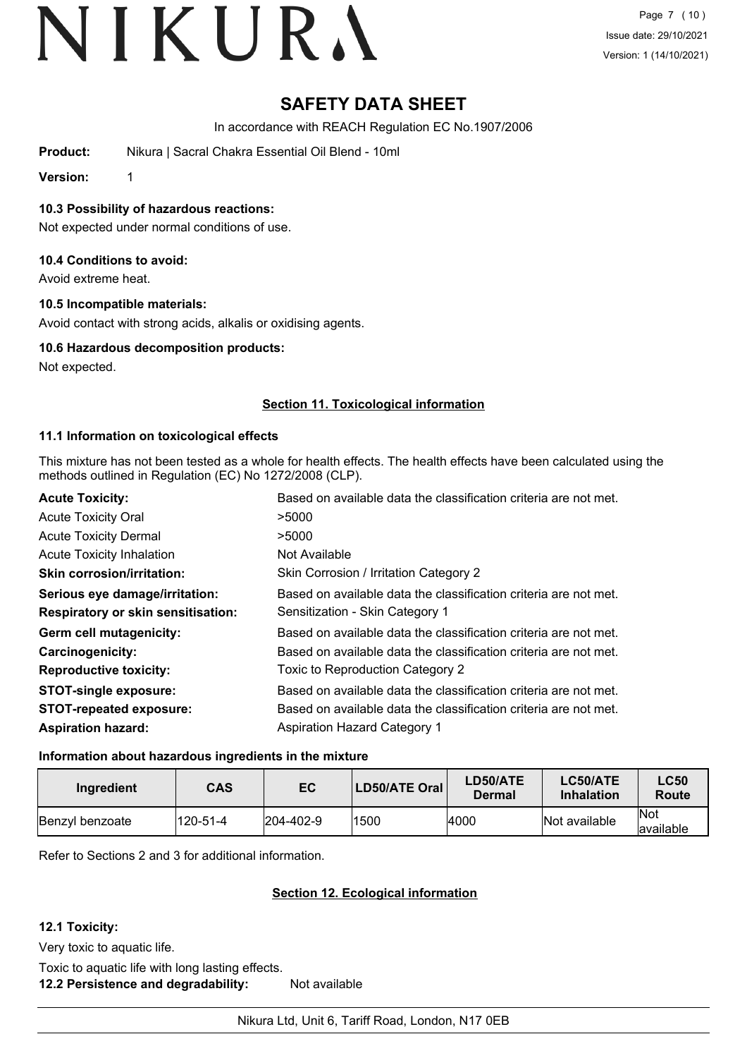# SAFETY DATA SHEET

In accordance with REACH Regulation EC No.1907/2006

**Product:** Nikura | Sacral Chakra Essential Oil Blend - 10ml

**Version:** 1

### 10.3 Possibility of hazardous reactions:

Not expected under normal conditions of use.

### 10.4 Conditions to avoid:

Avoid extreme heat.

### 10.5 Incompatible materials:

Avoid contact with strong acids, alkalis or oxidising agents.

### 10.6 Hazardous decomposition products:

Not expected.

## Section 11. Toxicological information

### 11.1 Information on toxicological effects

This mixture has not been tested as a whole for health effects. The health effects have been calculated using the methods outlined in Regulation (EC) No 1272/2008 (CLP).

| | |
|---|---|
| **Acute Toxicity:** | Based on available data the classification criteria are not met. |
| Acute Toxicity Oral | >5000 |
| Acute Toxicity Dermal | >5000 |
| Acute Toxicity Inhalation | Not Available |
| **Skin corrosion/irritation:** | Skin Corrosion / Irritation Category 2 |
| **Serious eye damage/irritation:** | Based on available data the classification criteria are not met. |
| **Respiratory or skin sensitisation:** | Sensitization - Skin Category 1 |
| **Germ cell mutagenicity:** | Based on available data the classification criteria are not met. |
| **Carcinogenicity:** | Based on available data the classification criteria are not met. |
| **Reproductive toxicity:** | Toxic to Reproduction Category 2 |
| **STOT-single exposure:** | Based on available data the classification criteria are not met. |
| **STOT-repeated exposure:** | Based on available data the classification criteria are not met. |
| **Aspiration hazard:** | Aspiration Hazard Category 1 |

### Information about hazardous ingredients in the mixture

| Ingredient | CAS | EC | LD50/ATE Oral | LD50/ATE Dermal | LC50/ATE Inhalation | LC50 Route |
|---|---|---|---|---|---|---|
| Benzyl benzoate | 120-51-4 | 204-402-9 | 1500 | 4000 | Not available | Not available |

Refer to Sections 2 and 3 for additional information.

## Section 12. Ecological information

### 12.1 Toxicity:

Very toxic to aquatic life.

Toxic to aquatic life with long lasting effects.

**12.2 Persistence and degradability:** Not available

Nikura Ltd, Unit 6, Tariff Road, London, N17 0EB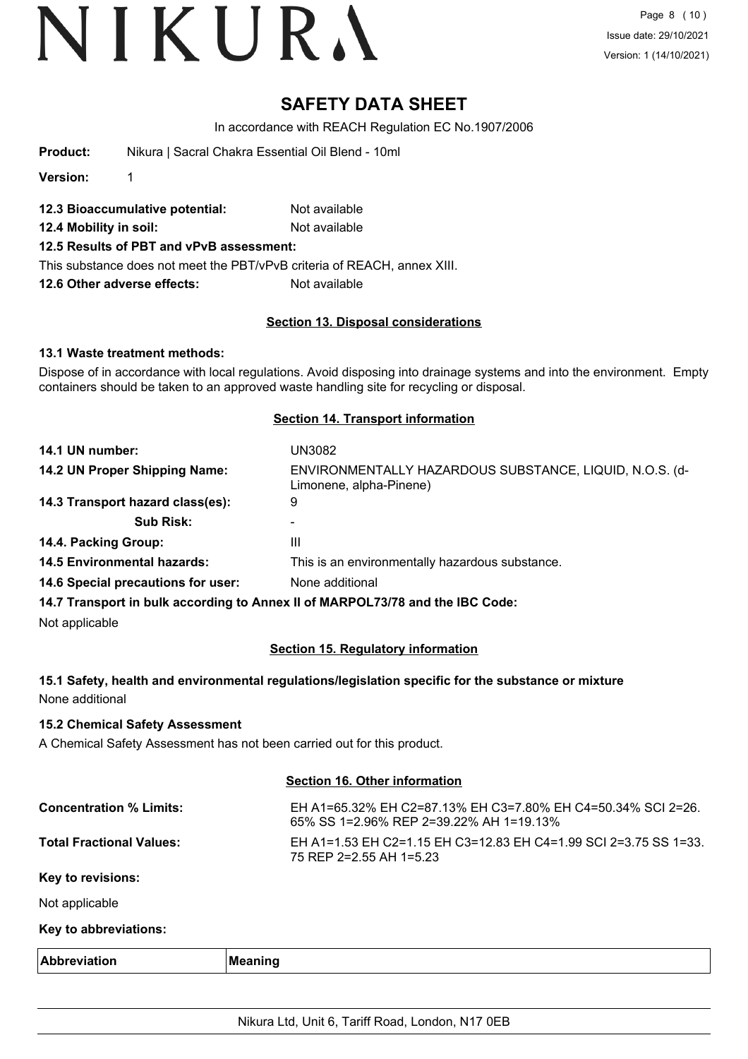# SAFETY DATA SHEET

In accordance with REACH Regulation EC No.1907/2006

**Product:** Nikura | Sacral Chakra Essential Oil Blend - 10ml

**Version:** 1

**12.3 Bioaccumulative potential:** Not available

**12.4 Mobility in soil:** Not available

**12.5 Results of PBT and vPvB assessment:**

This substance does not meet the PBT/vPvB criteria of REACH, annex XIII.

**12.6 Other adverse effects:** Not available

## Section 13. Disposal considerations

### 13.1 Waste treatment methods:

Dispose of in accordance with local regulations. Avoid disposing into drainage systems and into the environment. Empty containers should be taken to an approved waste handling site for recycling or disposal.

## Section 14. Transport information

**14.1 UN number:** UN3082

**14.2 UN Proper Shipping Name:** ENVIRONMENTALLY HAZARDOUS SUBSTANCE, LIQUID, N.O.S. (d-Limonene, alpha-Pinene)

**14.3 Transport hazard class(es):** 9

**Sub Risk:** -

**14.4. Packing Group:** III

**14.5 Environmental hazards:** This is an environmentally hazardous substance.

**14.6 Special precautions for user:** None additional

**14.7 Transport in bulk according to Annex II of MARPOL73/78 and the IBC Code:**

Not applicable

## Section 15. Regulatory information

### 15.1 Safety, health and environmental regulations/legislation specific for the substance or mixture

None additional

### 15.2 Chemical Safety Assessment

A Chemical Safety Assessment has not been carried out for this product.

## Section 16. Other information

**Concentration % Limits:** EH A1=65.32% EH C2=87.13% EH C3=7.80% EH C4=50.34% SCI 2=26.65% SS 1=2.96% REP 2=39.22% AH 1=19.13%

**Total Fractional Values:** EH A1=1.53 EH C2=1.15 EH C3=12.83 EH C4=1.99 SCI 2=3.75 SS 1=33.75 REP 2=2.55 AH 1=5.23

**Key to revisions:**

Not applicable

**Key to abbreviations:**

| Abbreviation | Meaning |
|---|---|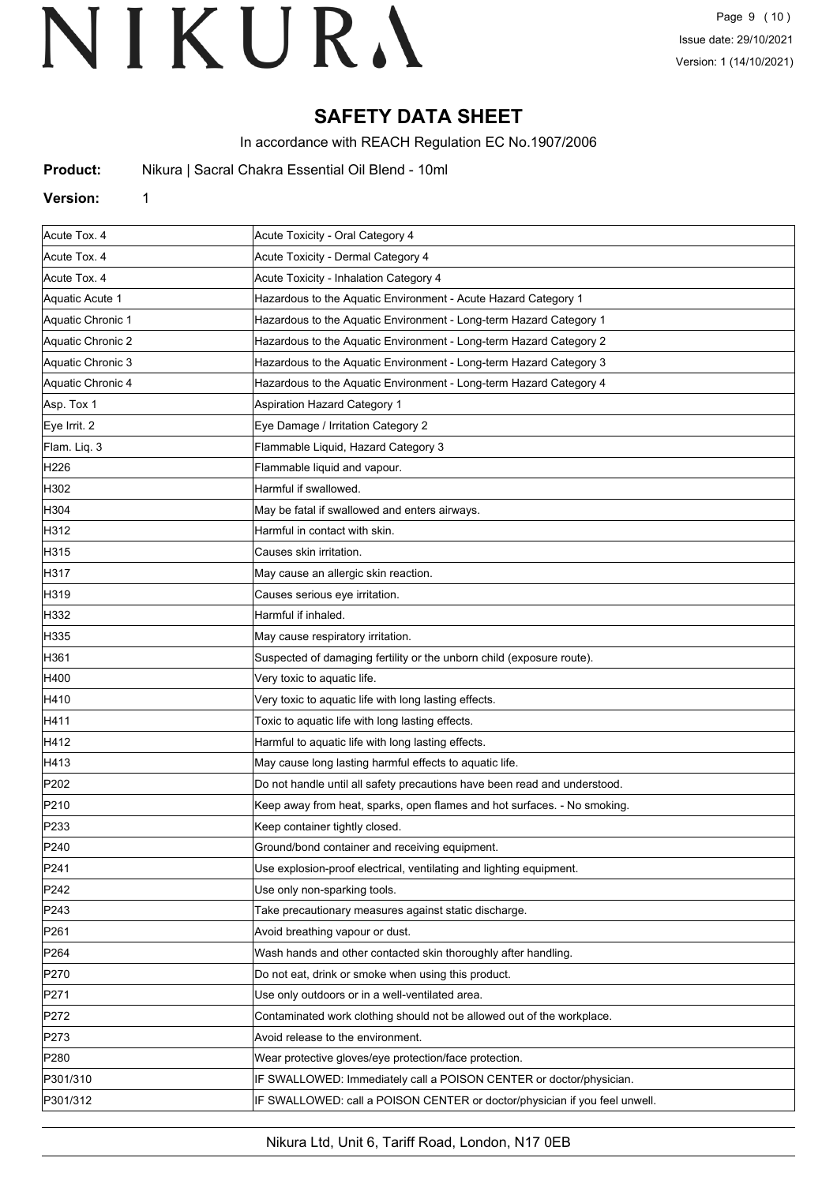# SAFETY DATA SHEET

In accordance with REACH Regulation EC No.1907/2006

**Product:** Nikura | Sacral Chakra Essential Oil Blend - 10ml

**Version:** 1

| | |
|---|---|
| Acute Tox. 4 | Acute Toxicity - Oral Category 4 |
| Acute Tox. 4 | Acute Toxicity - Dermal Category 4 |
| Acute Tox. 4 | Acute Toxicity - Inhalation Category 4 |
| Aquatic Acute 1 | Hazardous to the Aquatic Environment - Acute Hazard Category 1 |
| Aquatic Chronic 1 | Hazardous to the Aquatic Environment - Long-term Hazard Category 1 |
| Aquatic Chronic 2 | Hazardous to the Aquatic Environment - Long-term Hazard Category 2 |
| Aquatic Chronic 3 | Hazardous to the Aquatic Environment - Long-term Hazard Category 3 |
| Aquatic Chronic 4 | Hazardous to the Aquatic Environment - Long-term Hazard Category 4 |
| Asp. Tox 1 | Aspiration Hazard Category 1 |
| Eye Irrit. 2 | Eye Damage / Irritation Category 2 |
| Flam. Liq. 3 | Flammable Liquid, Hazard Category 3 |
| H226 | Flammable liquid and vapour. |
| H302 | Harmful if swallowed. |
| H304 | May be fatal if swallowed and enters airways. |
| H312 | Harmful in contact with skin. |
| H315 | Causes skin irritation. |
| H317 | May cause an allergic skin reaction. |
| H319 | Causes serious eye irritation. |
| H332 | Harmful if inhaled. |
| H335 | May cause respiratory irritation. |
| H361 | Suspected of damaging fertility or the unborn child (exposure route). |
| H400 | Very toxic to aquatic life. |
| H410 | Very toxic to aquatic life with long lasting effects. |
| H411 | Toxic to aquatic life with long lasting effects. |
| H412 | Harmful to aquatic life with long lasting effects. |
| H413 | May cause long lasting harmful effects to aquatic life. |
| P202 | Do not handle until all safety precautions have been read and understood. |
| P210 | Keep away from heat, sparks, open flames and hot surfaces. - No smoking. |
| P233 | Keep container tightly closed. |
| P240 | Ground/bond container and receiving equipment. |
| P241 | Use explosion-proof electrical, ventilating and lighting equipment. |
| P242 | Use only non-sparking tools. |
| P243 | Take precautionary measures against static discharge. |
| P261 | Avoid breathing vapour or dust. |
| P264 | Wash hands and other contacted skin thoroughly after handling. |
| P270 | Do not eat, drink or smoke when using this product. |
| P271 | Use only outdoors or in a well-ventilated area. |
| P272 | Contaminated work clothing should not be allowed out of the workplace. |
| P273 | Avoid release to the environment. |
| P280 | Wear protective gloves/eye protection/face protection. |
| P301/310 | IF SWALLOWED: Immediately call a POISON CENTER or doctor/physician. |
| P301/312 | IF SWALLOWED: call a POISON CENTER or doctor/physician if you feel unwell. |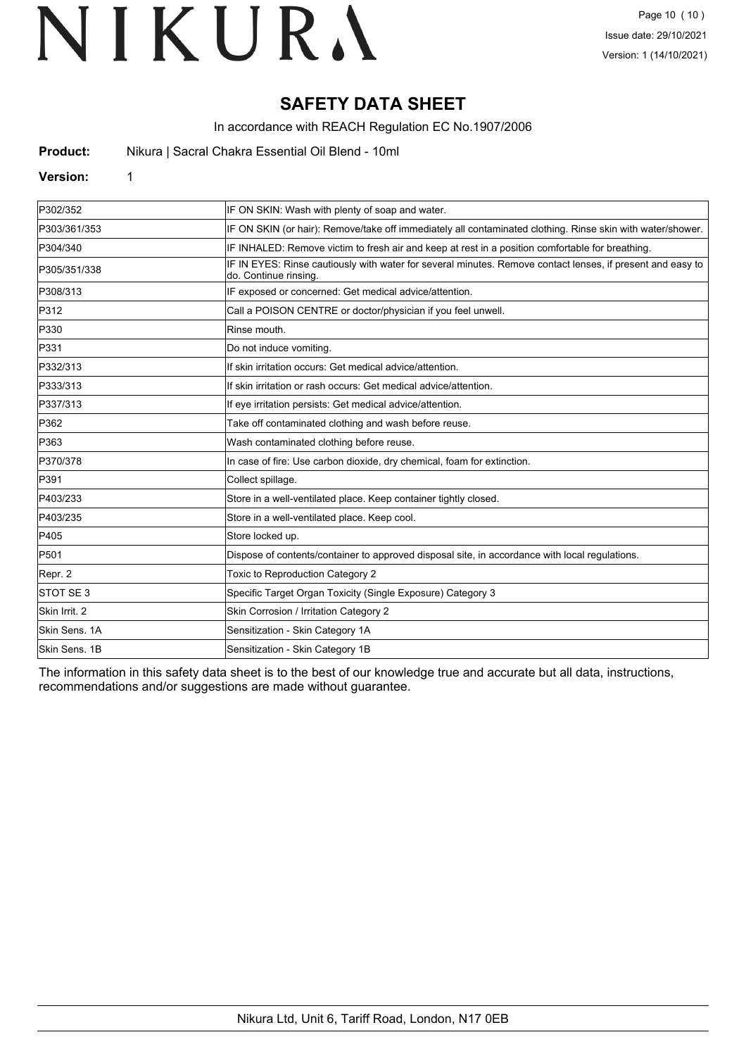# SAFETY DATA SHEET

In accordance with REACH Regulation EC No.1907/2006

**Product:** Nikura | Sacral Chakra Essential Oil Blend - 10ml

**Version:** 1

| | |
|---|---|
| P302/352 | IF ON SKIN: Wash with plenty of soap and water. |
| P303/361/353 | IF ON SKIN (or hair): Remove/take off immediately all contaminated clothing. Rinse skin with water/shower. |
| P304/340 | IF INHALED: Remove victim to fresh air and keep at rest in a position comfortable for breathing. |
| P305/351/338 | IF IN EYES: Rinse cautiously with water for several minutes. Remove contact lenses, if present and easy to do. Continue rinsing. |
| P308/313 | IF exposed or concerned: Get medical advice/attention. |
| P312 | Call a POISON CENTRE or doctor/physician if you feel unwell. |
| P330 | Rinse mouth. |
| P331 | Do not induce vomiting. |
| P332/313 | If skin irritation occurs: Get medical advice/attention. |
| P333/313 | If skin irritation or rash occurs: Get medical advice/attention. |
| P337/313 | If eye irritation persists: Get medical advice/attention. |
| P362 | Take off contaminated clothing and wash before reuse. |
| P363 | Wash contaminated clothing before reuse. |
| P370/378 | In case of fire: Use carbon dioxide, dry chemical, foam for extinction. |
| P391 | Collect spillage. |
| P403/233 | Store in a well-ventilated place. Keep container tightly closed. |
| P403/235 | Store in a well-ventilated place. Keep cool. |
| P405 | Store locked up. |
| P501 | Dispose of contents/container to approved disposal site, in accordance with local regulations. |
| Repr. 2 | Toxic to Reproduction Category 2 |
| STOT SE 3 | Specific Target Organ Toxicity (Single Exposure) Category 3 |
| Skin Irrit. 2 | Skin Corrosion / Irritation Category 2 |
| Skin Sens. 1A | Sensitization - Skin Category 1A |
| Skin Sens. 1B | Sensitization - Skin Category 1B |

The information in this safety data sheet is to the best of our knowledge true and accurate but all data, instructions, recommendations and/or suggestions are made without guarantee.